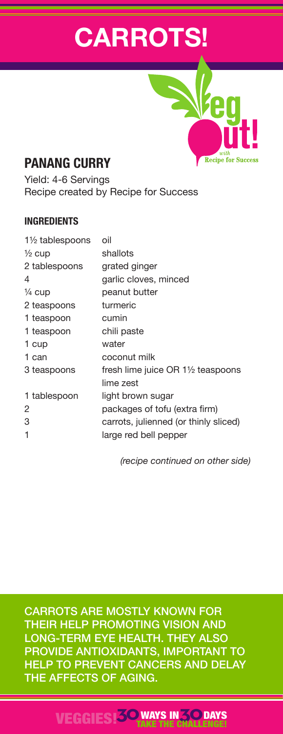# CARROTS!

Veg Out! *with* Recipe for Success

## PANANG CURRY

Yield: 4-6 Servings
Recipe created by Recipe for Success

### INGREDIENTS

| | |
|---|---|
| 1½ tablespoons | oil |
| ½ cup | shallots |
| 2 tablespoons | grated ginger |
| 4 | garlic cloves, minced |
| ¼ cup | peanut butter |
| 2 teaspoons | turmeric |
| 1 teaspoon | cumin |
| 1 teaspoon | chili paste |
| 1 cup | water |
| 1 can | coconut milk |
| 3 teaspoons | fresh lime juice OR 1½ teaspoons lime zest |
| 1 tablespoon | light brown sugar |
| 2 | packages of tofu (extra firm) |
| 3 | carrots, julienned (or thinly sliced) |
| 1 | large red bell pepper |

*(recipe continued on other side)*

CARROTS ARE MOSTLY KNOWN FOR THEIR HELP PROMOTING VISION AND LONG-TERM EYE HEALTH. THEY ALSO PROVIDE ANTIOXIDANTS, IMPORTANT TO HELP TO PREVENT CANCERS AND DELAY THE AFFECTS OF AGING.

VEGGIES! 30 WAYS IN 30 DAYS
TAKE THE CHALLENGE!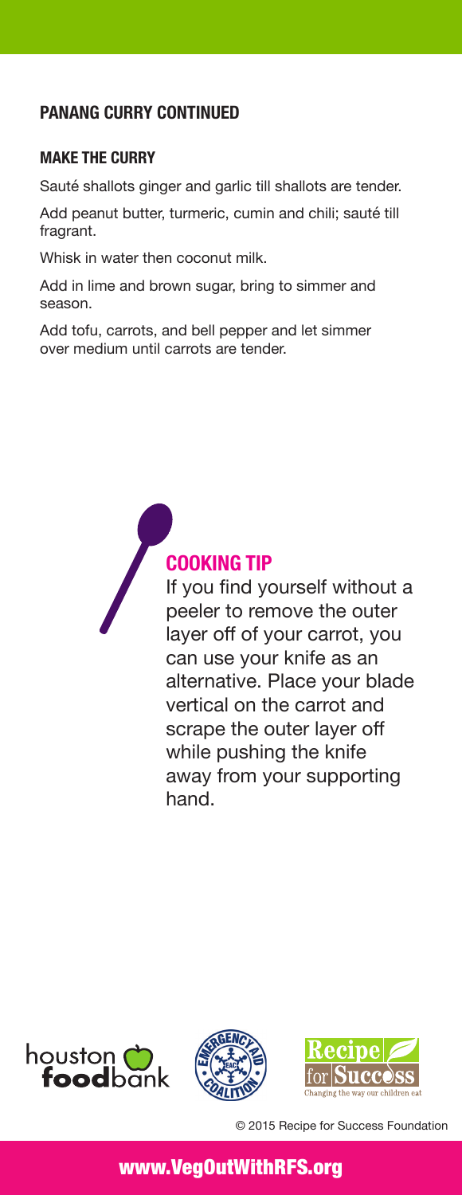## PANANG CURRY CONTINUED

### MAKE THE CURRY

Sauté shallots ginger and garlic till shallots are tender.

Add peanut butter, turmeric, cumin and chili; sauté till fragrant.

Whisk in water then coconut milk.

Add in lime and brown sugar, bring to simmer and season.

Add tofu, carrots, and bell pepper and let simmer over medium until carrots are tender.

### COOKING TIP

If you find yourself without a peeler to remove the outer layer off of your carrot, you can use your knife as an alternative. Place your blade vertical on the carrot and scrape the outer layer off while pushing the knife away from your supporting hand.

© 2015 Recipe for Success Foundation

www.VegOutWithRFS.org